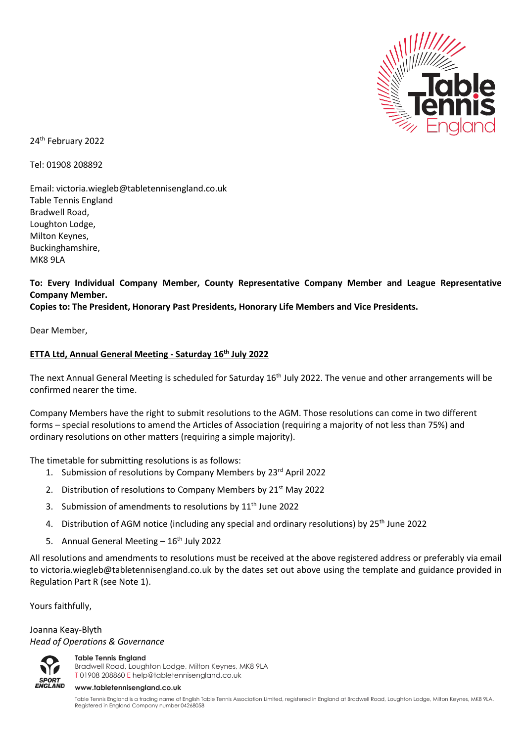24th February 2022

Tel: 01908 208892

Email: victoria.wiegleb@tabletennisengland.co.uk
Table Tennis England
Bradwell Road,
Loughton Lodge,
Milton Keynes,
Buckinghamshire,
MK8 9LA

**To: Every Individual Company Member, County Representative Company Member and League Representative Company Member.**
**Copies to: The President, Honorary Past Presidents, Honorary Life Members and Vice Presidents.**

Dear Member,

**ETTA Ltd, Annual General Meeting - Saturday 16th July 2022**

The next Annual General Meeting is scheduled for Saturday 16th July 2022. The venue and other arrangements will be confirmed nearer the time.

Company Members have the right to submit resolutions to the AGM. Those resolutions can come in two different forms – special resolutions to amend the Articles of Association (requiring a majority of not less than 75%) and ordinary resolutions on other matters (requiring a simple majority).

The timetable for submitting resolutions is as follows:

1. Submission of resolutions by Company Members by 23rd April 2022
2. Distribution of resolutions to Company Members by 21st May 2022
3. Submission of amendments to resolutions by 11th June 2022
4. Distribution of AGM notice (including any special and ordinary resolutions) by 25th June 2022
5. Annual General Meeting – 16th July 2022

All resolutions and amendments to resolutions must be received at the above registered address or preferably via email to victoria.wiegleb@tabletennisengland.co.uk by the dates set out above using the template and guidance provided in Regulation Part R (see Note 1).

Yours faithfully,

Joanna Keay-Blyth
*Head of Operations & Governance*

**Table Tennis England**
Bradwell Road, Loughton Lodge, Milton Keynes, MK8 9LA
T 01908 208860 E help@tabletennisengland.co.uk
**www.tabletennisengland.co.uk**

Table Tennis England is a trading name of English Table Tennis Association Limited, registered in England at Bradwell Road, Loughton Lodge, Milton Keynes, MK8 9LA. Registered in England Company number 04268058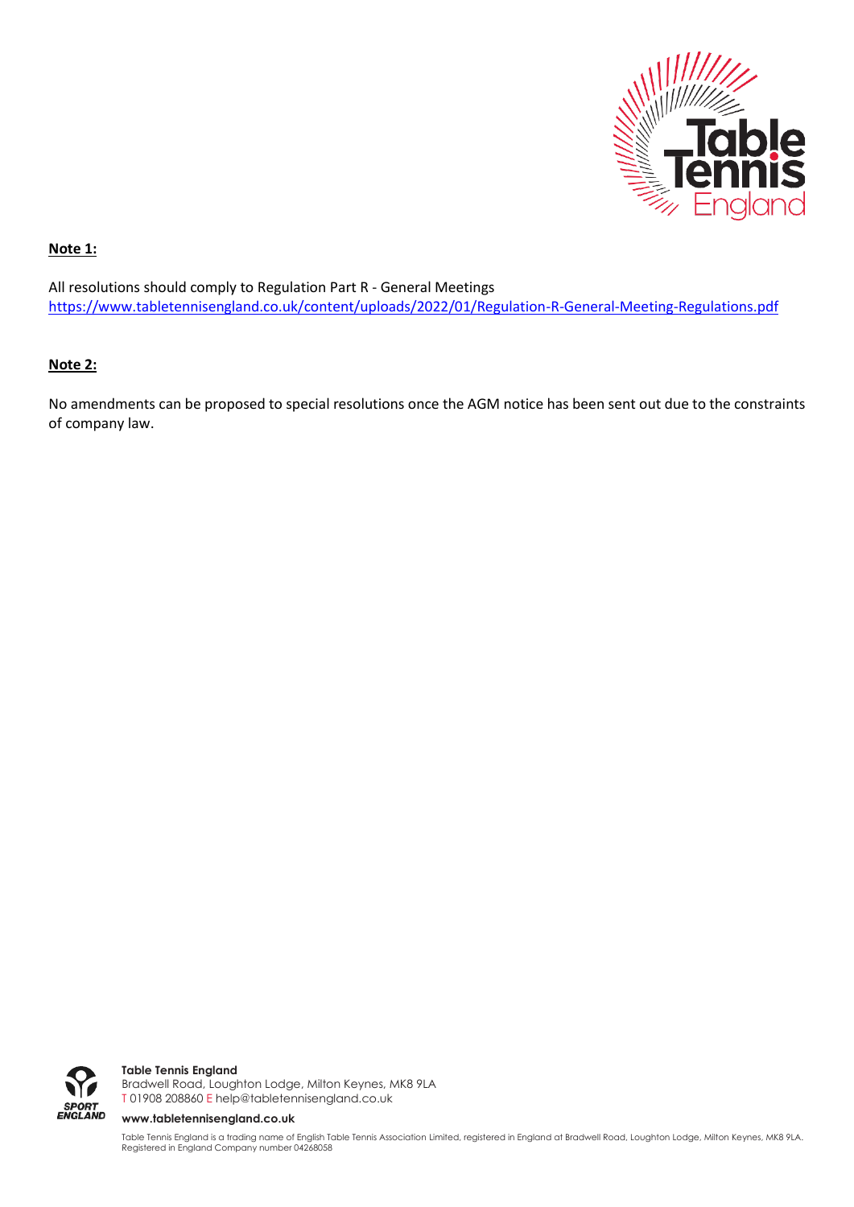**Note 1:**

All resolutions should comply to Regulation Part R - General Meetings
https://www.tabletennisengland.co.uk/content/uploads/2022/01/Regulation-R-General-Meeting-Regulations.pdf

**Note 2:**

No amendments can be proposed to special resolutions once the AGM notice has been sent out due to the constraints of company law.